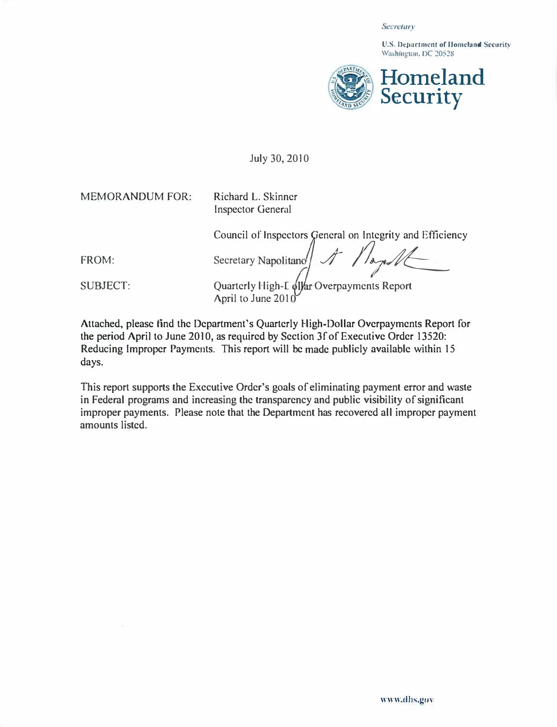*Secretary*

U.S. Department of Homeland Security
Washington, DC 20528

**Homeland Security**

July 30, 2010

MEMORANDUM FOR: Richard L. Skinner
Inspector General

Council of Inspectors General on Integrity and Efficiency

FROM: Secretary Napolitano

SUBJECT: Quarterly High-Dollar Overpayments Report
April to June 2010

Attached, please find the Department's Quarterly High-Dollar Overpayments Report for the period April to June 2010, as required by Section 3f of Executive Order 13520: Reducing Improper Payments. This report will be made publicly available within 15 days.

This report supports the Executive Order's goals of eliminating payment error and waste in Federal programs and increasing the transparency and public visibility of significant improper payments. Please note that the Department has recovered all improper payment amounts listed.

www.dhs.gov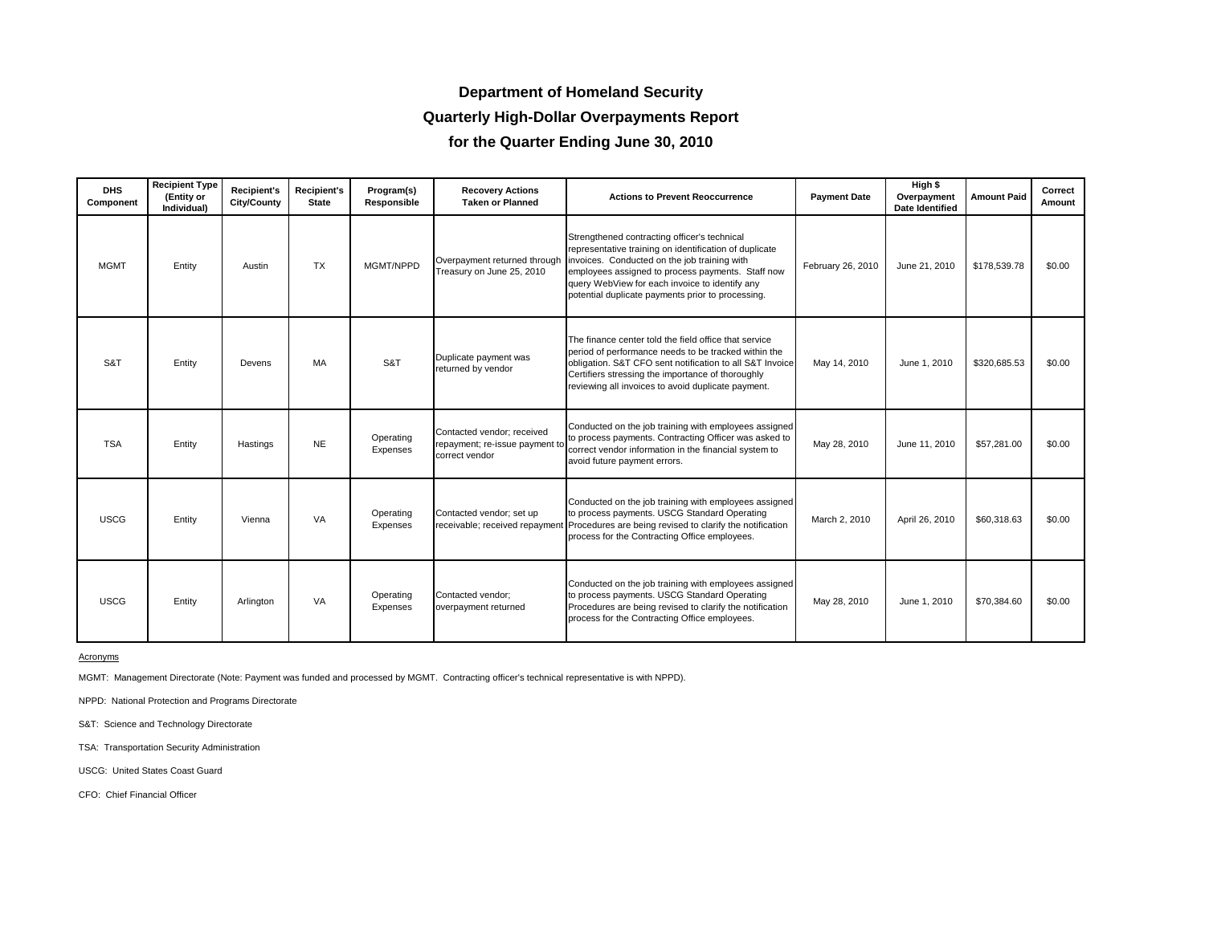# Department of Homeland Security

## Quarterly High-Dollar Overpayments Report

## for the Quarter Ending June 30, 2010

| DHS Component | Recipient Type (Entity or Individual) | Recipient's City/County | Recipient's State | Program(s) Responsible | Recovery Actions Taken or Planned | Actions to Prevent Reoccurrence | Payment Date | High $ Overpayment Date Identified | Amount Paid | Correct Amount |
|---|---|---|---|---|---|---|---|---|---|---|
| MGMT | Entity | Austin | TX | MGMT/NPPD | Overpayment returned through Treasury on June 25, 2010 | Strengthened contracting officer's technical representative training on identification of duplicate invoices. Conducted on the job training with employees assigned to process payments. Staff now query WebView for each invoice to identify any potential duplicate payments prior to processing. | February 26, 2010 | June 21, 2010 | $178,539.78 | $0.00 |
| S&T | Entity | Devens | MA | S&T | Duplicate payment was returned by vendor | The finance center told the field office that service period of performance needs to be tracked within the obligation. S&T CFO sent notification to all S&T Invoice Certifiers stressing the importance of thoroughly reviewing all invoices to avoid duplicate payment. | May 14, 2010 | June 1, 2010 | $320,685.53 | $0.00 |
| TSA | Entity | Hastings | NE | Operating Expenses | Contacted vendor; received repayment; re-issue payment to correct vendor | Conducted on the job training with employees assigned to process payments. Contracting Officer was asked to correct vendor information in the financial system to avoid future payment errors. | May 28, 2010 | June 11, 2010 | $57,281.00 | $0.00 |
| USCG | Entity | Vienna | VA | Operating Expenses | Contacted vendor; set up receivable; received repayment | Conducted on the job training with employees assigned to process payments. USCG Standard Operating Procedures are being revised to clarify the notification process for the Contracting Office employees. | March 2, 2010 | April 26, 2010 | $60,318.63 | $0.00 |
| USCG | Entity | Arlington | VA | Operating Expenses | Contacted vendor; overpayment returned | Conducted on the job training with employees assigned to process payments. USCG Standard Operating Procedures are being revised to clarify the notification process for the Contracting Office employees. | May 28, 2010 | June 1, 2010 | $70,384.60 | $0.00 |

Acronyms

MGMT: Management Directorate (Note: Payment was funded and processed by MGMT. Contracting officer's technical representative is with NPPD).

NPPD: National Protection and Programs Directorate

S&T: Science and Technology Directorate

TSA: Transportation Security Administration

USCG: United States Coast Guard

CFO: Chief Financial Officer